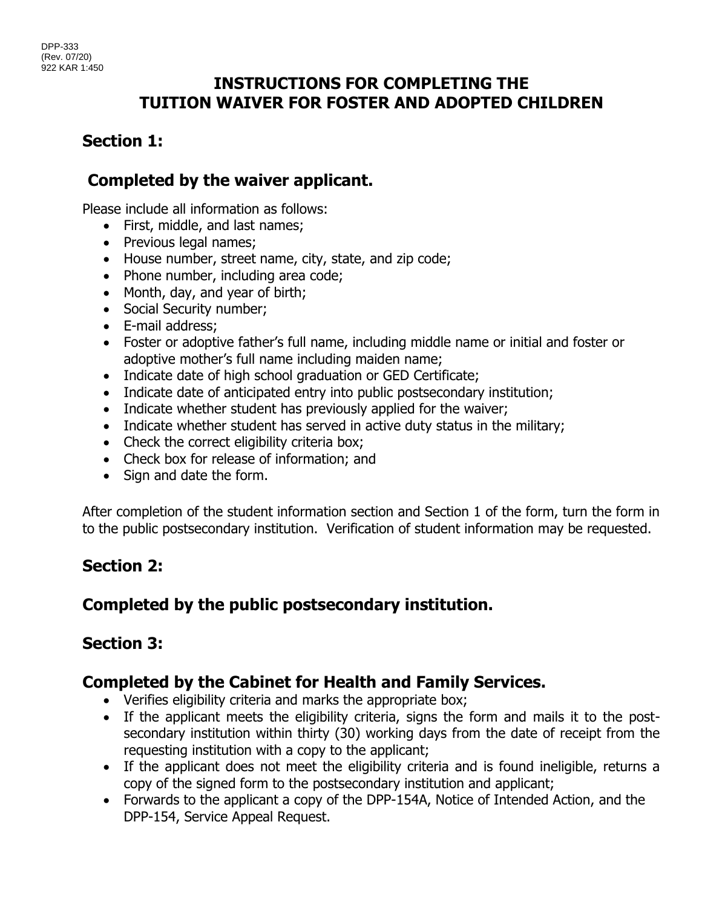DPP-333
(Rev. 07/20)
922 KAR 1:450

# INSTRUCTIONS FOR COMPLETING THE TUITION WAIVER FOR FOSTER AND ADOPTED CHILDREN

## Section 1:

## Completed by the waiver applicant.

Please include all information as follows:

- First, middle, and last names;
- Previous legal names;
- House number, street name, city, state, and zip code;
- Phone number, including area code;
- Month, day, and year of birth;
- Social Security number;
- E-mail address;
- Foster or adoptive father's full name, including middle name or initial and foster or adoptive mother's full name including maiden name;
- Indicate date of high school graduation or GED Certificate;
- Indicate date of anticipated entry into public postsecondary institution;
- Indicate whether student has previously applied for the waiver;
- Indicate whether student has served in active duty status in the military;
- Check the correct eligibility criteria box;
- Check box for release of information; and
- Sign and date the form.

After completion of the student information section and Section 1 of the form, turn the form in to the public postsecondary institution. Verification of student information may be requested.

## Section 2:

## Completed by the public postsecondary institution.

## Section 3:

## Completed by the Cabinet for Health and Family Services.

- Verifies eligibility criteria and marks the appropriate box;
- If the applicant meets the eligibility criteria, signs the form and mails it to the post-secondary institution within thirty (30) working days from the date of receipt from the requesting institution with a copy to the applicant;
- If the applicant does not meet the eligibility criteria and is found ineligible, returns a copy of the signed form to the postsecondary institution and applicant;
- Forwards to the applicant a copy of the DPP-154A, Notice of Intended Action, and the DPP-154, Service Appeal Request.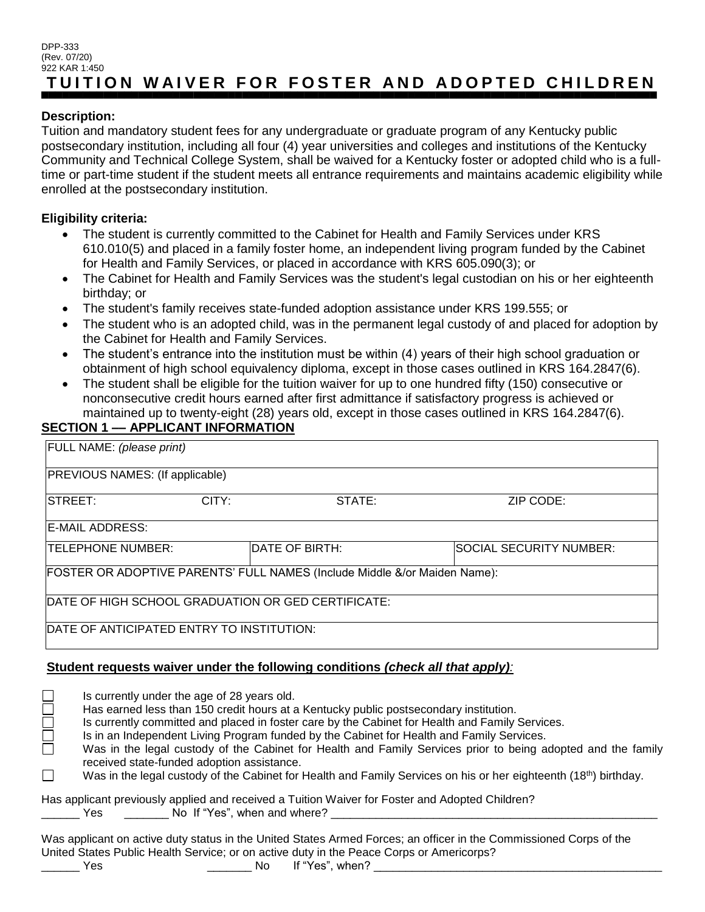DPP-333
(Rev. 07/20)
922 KAR 1:450

# TUITION WAIVER FOR FOSTER AND ADOPTED CHILDREN

**Description:**
Tuition and mandatory student fees for any undergraduate or graduate program of any Kentucky public postsecondary institution, including all four (4) year universities and colleges and institutions of the Kentucky Community and Technical College System, shall be waived for a Kentucky foster or adopted child who is a full-time or part-time student if the student meets all entrance requirements and maintains academic eligibility while enrolled at the postsecondary institution.

**Eligibility criteria:**

- The student is currently committed to the Cabinet for Health and Family Services under KRS 610.010(5) and placed in a family foster home, an independent living program funded by the Cabinet for Health and Family Services, or placed in accordance with KRS 605.090(3); or
- The Cabinet for Health and Family Services was the student's legal custodian on his or her eighteenth birthday; or
- The student's family receives state-funded adoption assistance under KRS 199.555; or
- The student who is an adopted child, was in the permanent legal custody of and placed for adoption by the Cabinet for Health and Family Services.
- The student's entrance into the institution must be within (4) years of their high school graduation or obtainment of high school equivalency diploma, except in those cases outlined in KRS 164.2847(6).
- The student shall be eligible for the tuition waiver for up to one hundred fifty (150) consecutive or nonconsecutive credit hours earned after first admittance if satisfactory progress is achieved or maintained up to twenty-eight (28) years old, except in those cases outlined in KRS 164.2847(6).

## SECTION 1 — APPLICANT INFORMATION

| | | | |
|---|---|---|---|
| FULL NAME: *(please print)* | | | |
| PREVIOUS NAMES: (If applicable) | | | |
| STREET: | CITY: | STATE: | ZIP CODE: |
| E-MAIL ADDRESS: | | | |
| TELEPHONE NUMBER: | DATE OF BIRTH: | | SOCIAL SECURITY NUMBER: |
| FOSTER OR ADOPTIVE PARENTS' FULL NAMES (Include Middle &/or Maiden Name): | | | |
| DATE OF HIGH SCHOOL GRADUATION OR GED CERTIFICATE: | | | |
| DATE OF ANTICIPATED ENTRY TO INSTITUTION: | | | |

**Student requests waiver under the following conditions *(check all that apply)*:**

- ☐ Is currently under the age of 28 years old.
- ☐ Has earned less than 150 credit hours at a Kentucky public postsecondary institution.
- ☐ Is currently committed and placed in foster care by the Cabinet for Health and Family Services.
- ☐ Is in an Independent Living Program funded by the Cabinet for Health and Family Services.
- ☐ Was in the legal custody of the Cabinet for Health and Family Services prior to being adopted and the family received state-funded adoption assistance.
- ☐ Was in the legal custody of the Cabinet for Health and Family Services on his or her eighteenth (18th) birthday.

Has applicant previously applied and received a Tuition Waiver for Foster and Adopted Children?
______ Yes _______ No If "Yes", when and where? ______________________________________________________

Was applicant on active duty status in the United States Armed Forces; an officer in the Commissioned Corps of the United States Public Health Service; or on active duty in the Peace Corps or Americorps?
______ Yes _______ No If "Yes", when? ______________________________________________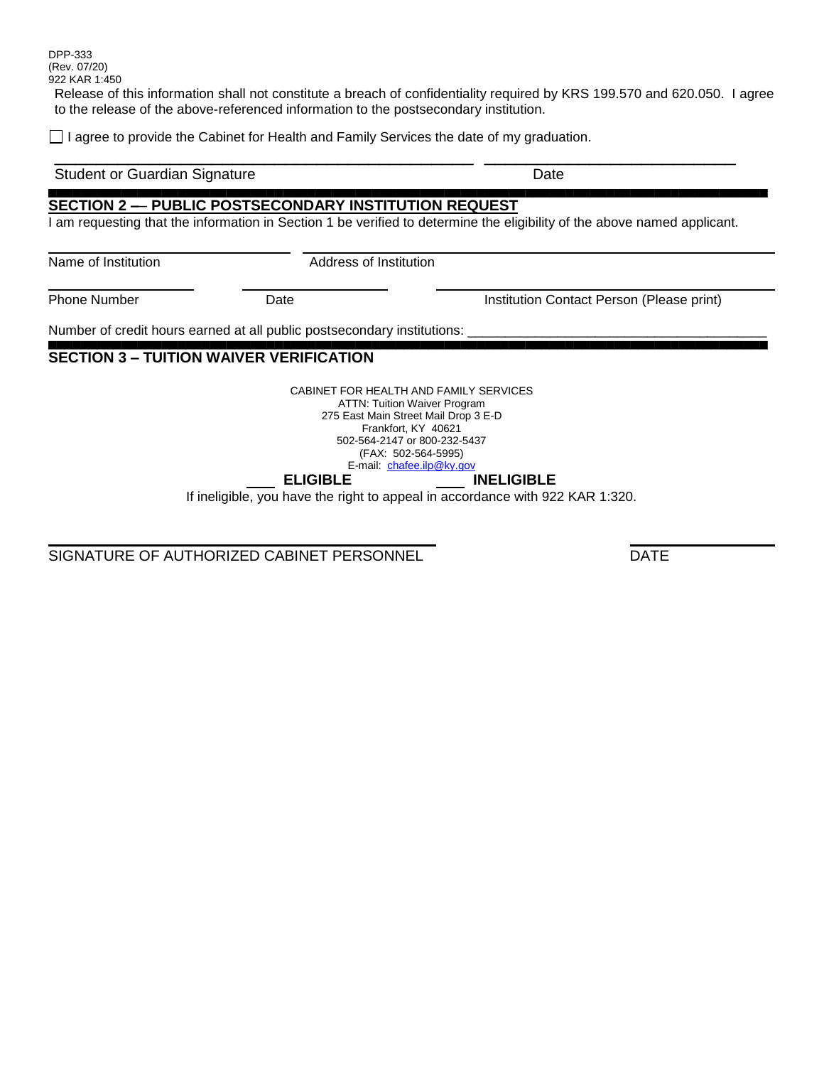DPP-333
(Rev. 07/20)
922 KAR 1:450

Release of this information shall not constitute a breach of confidentiality required by KRS 199.570 and 620.050. I agree to the release of the above-referenced information to the postsecondary institution.

☐ I agree to provide the Cabinet for Health and Family Services the date of my graduation.

_______________________________________________ ____________________________

Student or Guardian Signature Date

## SECTION 2 — PUBLIC POSTSECONDARY INSTITUTION REQUEST

I am requesting that the information in Section 1 be verified to determine the eligibility of the above named applicant.

Name of Institution

Address of Institution

Phone Number

Date

Institution Contact Person (Please print)

Number of credit hours earned at all public postsecondary institutions: ______________________________________

## SECTION 3 – TUITION WAIVER VERIFICATION

CABINET FOR HEALTH AND FAMILY SERVICES
ATTN: Tuition Waiver Program
275 East Main Street Mail Drop 3 E-D
Frankfort, KY 40621
502-564-2147 or 800-232-5437
(FAX: 502-564-5995)
E-mail: chafee.ilp@ky.gov

___ **ELIGIBLE** ___ **INELIGIBLE**

If ineligible, you have the right to appeal in accordance with 922 KAR 1:320.

SIGNATURE OF AUTHORIZED CABINET PERSONNEL

DATE